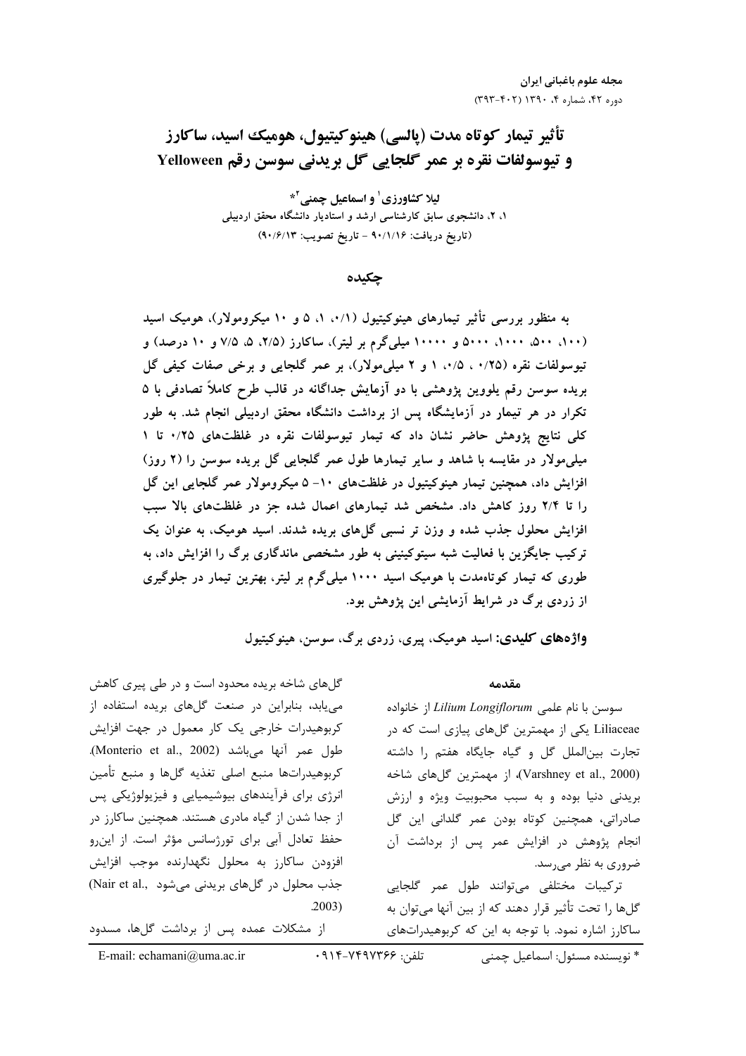# تأثیر تیمار کوتاه مدت (پالسی) هینوکیتیول، هومیک اسید، ساکارز و تیوسولفات نقره بر عمر گلجایی گل بریدنی سوسن رقم Yelloween

**لیلا کشاورزی[1] و اسماعیل چمنی[2]***

۱، ۲، دانشجوی سابق کارشناسی ارشد و استادیار دانشگاه محقق اردبیلی

(تاریخ دریافت: ۹۰/۱/۱۶ - تاریخ تصویب: ۹۰/۶/۱۳)

## چکیده

به منظور بررسی تأثیر تیمارهای هینوکیتیول (۰/۱، ۱، ۵ و ۱۰ میکرومولار)، هومیک اسید (۱۰۰، ۵۰۰، ۱۰۰۰، ۵۰۰۰ و ۱۰۰۰۰ میلی‌گرم بر لیتر)، ساکارز (۲/۵، ۵، ۷/۵ و ۱۰ درصد) و تیوسولفات نقره (۰/۲۵ ، ۰/۵، ۱ و ۲ میلی‌مولار)، بر عمر گلجایی و برخی صفات کیفی گل بریده سوسن رقم یلووین پژوهشی با دو آزمایش جداگانه در قالب طرح کاملاً تصادفی با ۵ تکرار در هر تیمار در آزمایشگاه پس از برداشت دانشگاه محقق اردبیلی انجام شد. به طور کلی نتایج پژوهش حاضر نشان داد که تیمار تیوسولفات نقره در غلظت‌های ۰/۲۵ تا ۱ میلی‌مولار در مقایسه با شاهد و سایر تیمارها طول عمر گلجایی گل بریده سوسن را (۲ روز) افزایش داد، همچنین تیمار هینوکیتیول در غلظت‌های ۱۰- ۵ میکرومولار عمر گلجایی این گل را تا ۲/۴ روز کاهش داد. مشخص شد تیمارهای اعمال شده جز در غلظت‌های بالا سبب افزایش محلول جذب شده و وزن تر نسبی گل‌های بریده شدند. اسید هومیک، به عنوان یک ترکیب جایگزین با فعالیت شبه سیتوکینینی به طور مشخصی ماندگاری برگ را افزایش داد، به طوری که تیمار کوتاه‌مدت با هومیک اسید ۱۰۰۰ میلی‌گرم بر لیتر، بهترین تیمار در جلوگیری از زردی برگ در شرایط آزمایشی این پژوهش بود.

**واژه‌های کلیدی:** اسید هومیک، پیری، زردی برگ، سوسن، هینوکیتیول

## مقدمه

سوسن با نام علمی *Lilium Longiflorum* از خانواده Liliaceae یکی از مهمترین گل‌های پیازی است که در تجارت بین‌الملل گل و گیاه جایگاه هفتم را داشته (Varshney et al., 2000)، از مهمترین گل‌های شاخه بریدنی دنیا بوده و به سبب محبوبیت ویژه و ارزش صادراتی، همچنین کوتاه بودن عمر گلدانی این گل انجام پژوهش در افزایش عمر پس از برداشت آن ضروری به نظر می‌رسد.

ترکیبات مختلفی می‌توانند طول عمر گلجایی گل‌ها را تحت تأثیر قرار دهند که از بین آنها می‌توان به ساکارز اشاره نمود. با توجه به این که کربوهیدرات‌های گل‌های شاخه بریده محدود است و در طی پیری کاهش می‌یابد، بنابراین در صنعت گل‌های بریده استفاده از کربوهیدرات خارجی یک کار معمول در جهت افزایش طول عمر آنها می‌باشد (Monterio et al., 2002). کربوهیدرات‌ها منبع اصلی تغذیه گل‌ها و منبع تأمین انرژی برای فرآیندهای بیوشیمیایی و فیزیولوژیکی پس از جدا شدن از گیاه مادری هستند. همچنین ساکارز در حفظ تعادل آبی برای تورژسانس مؤثر است. از این‌رو افزودن ساکارز به محلول نگهدارنده موجب افزایش جذب محلول در گل‌های بریدنی می‌شود (Nair et al., 2003).

از مشکلات عمده پس از برداشت گل‌ها، مسدود

---

* نویسنده مسئول: اسماعیل چمنی تلفن: ۰۹۱۴-۷۴۹۷۳۶۶ E-mail: echamani@uma.ac.ir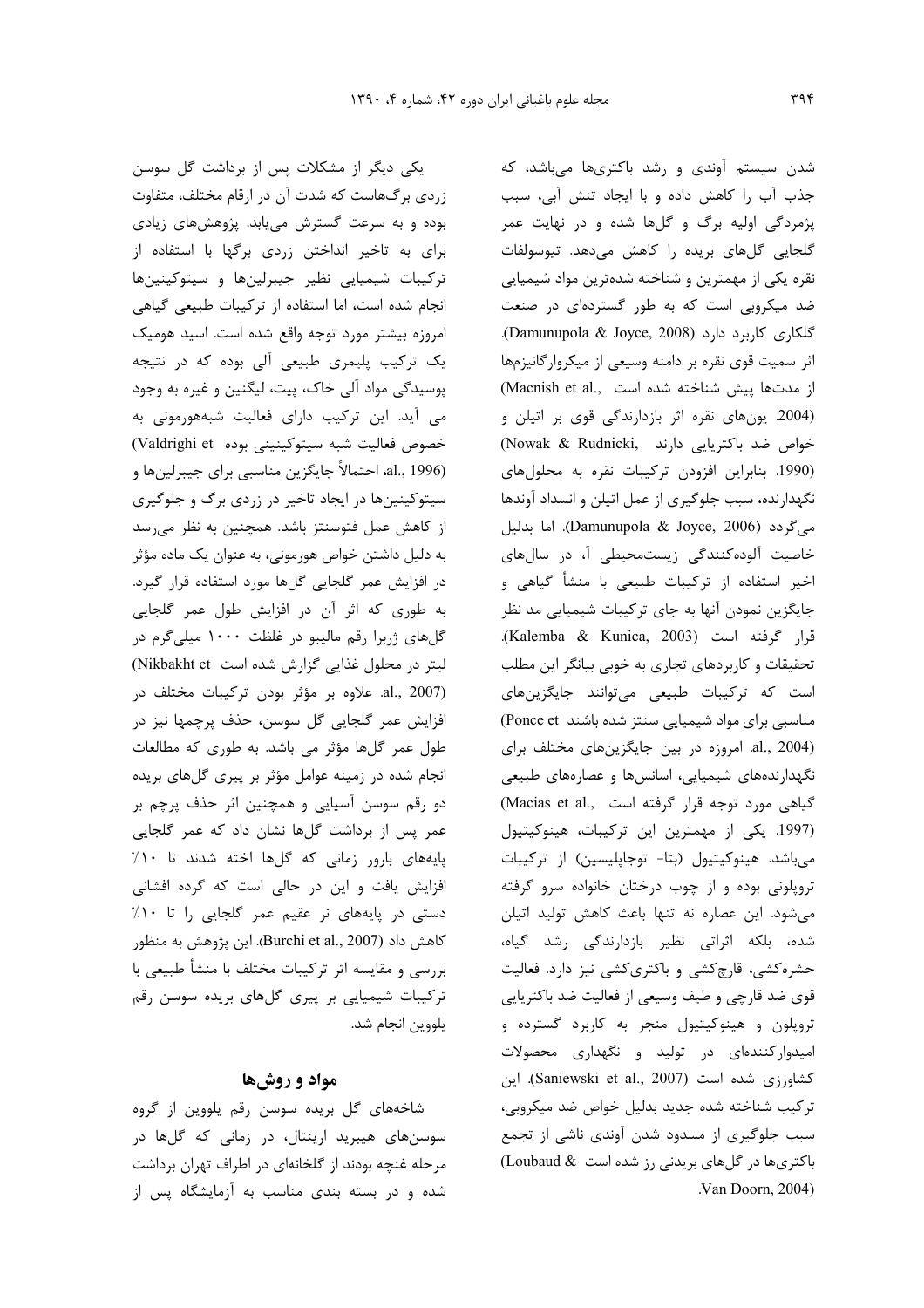شدن سیستم آوندی و رشد باکتری‌ها می‌باشد، که جذب آب را کاهش داده و با ایجاد تنش آبی، سبب پژمردگی اولیه برگ و گل‌ها شده و در نهایت عمر گلجایی گل‌های بریده را کاهش می‌دهد. تیوسولفات نقره یکی از مهمترین و شناخته شده‌ترین مواد شیمیایی ضد میکروبی است که به طور گسترده‌ای در صنعت گلکاری کاربرد دارد (Damunupola & Joyce, 2008). اثر سمیت قوی نقره بر دامنه وسیعی از میکروارگانیزم‌ها از مدت‌ها پیش شناخته شده است (Macnish et al., 2004). یون‌های نقره اثر بازدارندگی قوی بر اتیلن و خواص ضد باکتریایی دارند (Nowak & Rudnicki, 1990). بنابراین افزودن ترکیبات نقره به محلول‌های نگهدارنده، سبب جلوگیری از عمل اتیلن و انسداد آوندها می‌گردد (Damunupola & Joyce, 2006). اما بدلیل خاصیت آلوده‌کنندگی زیست‌محیطی آ، در سال‌های اخیر استفاده از ترکیبات طبیعی با منشأ گیاهی و جایگزین نمودن آنها به جای ترکیبات شیمیایی مد نظر قرار گرفته است (Kalemba & Kunica, 2003). تحقیقات و کاربردهای تجاری به خوبی بیانگر این مطلب است که ترکیبات طبیعی می‌توانند جایگزین‌های مناسبی برای مواد شیمیایی سنتز شده باشند (Ponce et al., 2004). امروزه در بین جایگزین‌های مختلف برای نگهدارنده‌های شیمیایی، اسانس‌ها و عصاره‌های طبیعی گیاهی مورد توجه قرار گرفته است (Macias et al., 1997). یکی از مهمترین این ترکیبات، هینوکیتیول می‌باشد. هینوکیتیول (بتا- توجاپلیسین) از ترکیبات تروپلونی بوده و از چوب درختان خانواده سرو گرفته می‌شود. این عصاره نه تنها باعث کاهش تولید اتیلن شده، بلکه اثراتی نظیر بازدارندگی رشد گیاه، حشره‌کشی، قارچ‌کشی و باکتری‌کشی نیز دارد. فعالیت قوی ضد قارچی و طیف وسیعی از فعالیت ضد باکتریایی تروپلون و هینوکیتیول منجر به کاربرد گسترده و امیدوارکننده‌ای در تولید و نگهداری محصولات کشاورزی شده است (Saniewski et al., 2007). این ترکیب شناخته شده جدید بدلیل خواص ضد میکروبی، سبب جلوگیری از مسدود شدن آوندی ناشی از تجمع باکتری‌ها در گل‌های بریدنی رز شده است (Loubaud & Van Doorn, 2004).

یکی دیگر از مشکلات پس از برداشت گل سوسن زردی برگ‌هاست که شدت آن در ارقام مختلف، متفاوت بوده و به سرعت گسترش می‌یابد. پژوهش‌های زیادی برای به تاخیر انداختن زردی برگها با استفاده از ترکیبات شیمیایی نظیر جیبرلین‌ها و سیتوکینین‌ها انجام شده است، اما استفاده از ترکیبات طبیعی گیاهی امروزه بیشتر مورد توجه واقع شده است. اسید هومیک یک ترکیب پلیمری طبیعی آلی بوده که در نتیجه پوسیدگی مواد آلی خاک، پیت، لیگنین و غیره به وجود می آید. این ترکیب دارای فعالیت شبه‌هورمونی به خصوص فعالیت شبه سیتوکینینی بوده (Valdrighi et al., 1996)، احتمالاً جایگزین مناسبی برای جیبرلین‌ها و سیتوکینین‌ها در ایجاد تاخیر در زردی برگ و جلوگیری از کاهش عمل فتوسنتز باشد. همچنین به نظر می‌رسد به دلیل داشتن خواص هورمونی، به عنوان یک ماده مؤثر در افزایش عمر گلجایی گل‌ها مورد استفاده قرار گیرد. به طوری که اثر آن در افزایش طول عمر گلجایی گل‌های ژربرا رقم مالیبو در غلظت ۱۰۰۰ میلی‌گرم در لیتر در محلول غذایی گزارش شده است (Nikbakht et al., 2007). علاوه بر مؤثر بودن ترکیبات مختلف در افزایش عمر گلجایی گل سوسن، حذف پرچمها نیز در طول عمر گل‌ها مؤثر می باشد. به طوری که مطالعات انجام شده در زمینه عوامل مؤثر بر پیری گل‌های بریده دو رقم سوسن آسیایی و همچنین اثر حذف پرچم بر عمر پس از برداشت گل‌ها نشان داد که عمر گلجایی پایه‌های بارور زمانی که گل‌ها اخته شدند تا ۱۰٪ افزایش یافت و این در حالی است که گرده افشانی دستی در پایه‌های نر عقیم عمر گلجایی را تا ۱۰٪ کاهش داد (Burchi et al., 2007). این پژوهش به منظور بررسی و مقایسه اثر ترکیبات مختلف با منشأ طبیعی با ترکیبات شیمیایی بر پیری گل‌های بریده سوسن رقم یلووین انجام شد.

## مواد و روش‌ها

شاخه‌های گل بریده سوسن رقم یلووین از گروه سوسن‌های هیبرید ارینتال، در زمانی که گل‌ها در مرحله غنچه بودند از گلخانه‌ای در اطراف تهران برداشت شده و در بسته بندی مناسب به آزمایشگاه پس از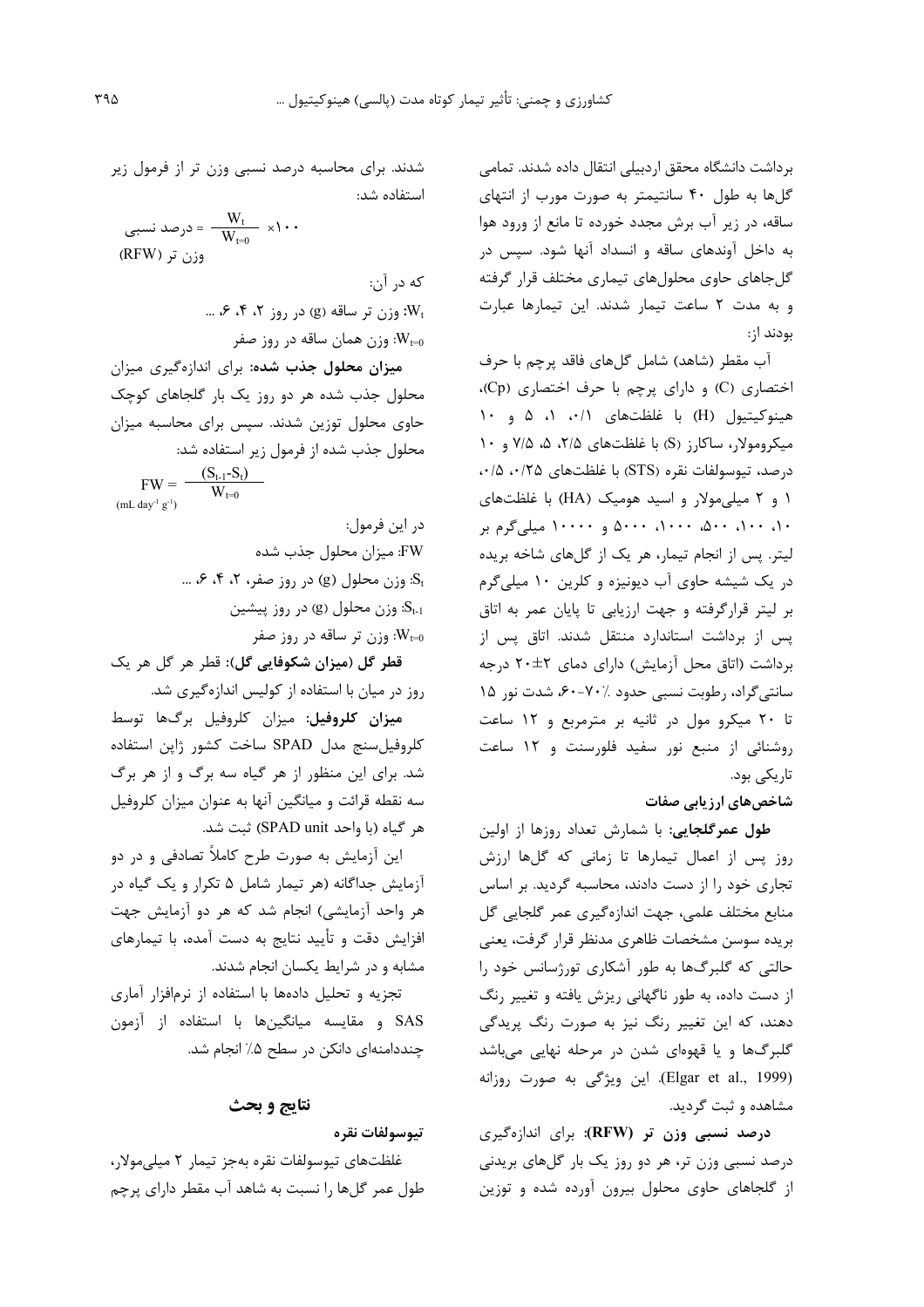برداشت دانشگاه محقق اردبیلی انتقال داده شدند. تمامی گل‌ها به طول ۴۰ سانتیمتر به صورت مورب از انتهای ساقه، در زیر آب برش مجدد خورده تا مانع از ورود هوا به داخل آوندهای ساقه و انسداد آنها شود. سپس در گل‌جاهای حاوی محلول‌های تیماری مختلف قرار گرفته و به مدت ۲ ساعت تیمار شدند. این تیمارها عبارت بودند از:

آب مقطر (شاهد) شامل گل‌های فاقد پرچم با حرف اختصاری (C) و دارای پرچم با حرف اختصاری (Cp)، هینوکیتیول (H) با غلظت‌های ۰/۱، ۱، ۵ و ۱۰ میکرومولار، ساکارز (S) با غلظت‌های ۲/۵، ۵، ۷/۵ و ۱۰ درصد، تیوسولفات نقره (STS) با غلظت‌های ۰/۲۵، ۰/۵، ۱ و ۲ میلی‌مولار و اسید هومیک (HA) با غلظت‌های ۱۰، ۱۰۰، ۵۰۰، ۱۰۰۰، ۵۰۰۰ و ۱۰۰۰۰ میلی‌گرم بر لیتر. پس از انجام تیمار، هر یک از گل‌های شاخه بریده در یک شیشه حاوی آب دیونیزه و کلرین ۱۰ میلی‌گرم بر لیتر قرارگرفته و جهت ارزیابی تا پایان عمر به اتاق پس از برداشت استاندارد منتقل شدند. اتاق پس از برداشت (اتاق محل آزمایش) دارای دمای ۲±۲۰ درجه سانتی‌گراد، رطوبت نسبی حدود ٪۷۰-۶۰، شدت نور ۱۵ تا ۲۰ میکرو مول در ثانیه بر مترمربع و ۱۲ ساعت روشنائی از منبع نور سفید فلورسنت و ۱۲ ساعت تاریکی بود.

### شاخص‌های ارزیابی صفات

**طول عمرگلجایی:** با شمارش تعداد روزها از اولین روز پس از اعمال تیمارها تا زمانی که گل‌ها ارزش تجاری خود را از دست دادند، محاسبه گردید. بر اساس منابع مختلف علمی، جهت اندازه‌گیری عمر گلجایی گل بریده سوسن مشخصات ظاهری مدنظر قرار گرفت، یعنی حالتی که گلبرگ‌ها به طور آشکاری تورژسانس خود را از دست داده، به طور ناگهانی ریزش یافته و تغییر رنگ دهند، که این تغییر رنگ نیز به صورت رنگ پریدگی گلبرگ‌ها و یا قهوه‌ای شدن در مرحله نهایی می‌باشد (Elgar et al., 1999). این ویژگی به صورت روزانه مشاهده و ثبت گردید.

**درصد نسبی وزن تر (RFW):** برای اندازه‌گیری درصد نسبی وزن تر، هر دو روز یک بار گل‌های بریدنی از گلجاهای حاوی محلول بیرون آورده شده و توزین شدند. برای محاسبه درصد نسبی وزن تر از فرمول زیر استفاده شد:

$$\text{درصد نسبی وزن تر (RFW)} = \frac{W_t}{W_{t=0}} \times 100$$

که در آن:

$W_t$: وزن تر ساقه (g) در روز ۲، ۴، ۶، ...

$W_{t=0}$: وزن همان ساقه در روز صفر

**میزان محلول جذب شده:** برای اندازه‌گیری میزان محلول جذب شده هر دو روز یک بار گلجاهای کوچک حاوی محلول توزین شدند. سپس برای محاسبه میزان محلول جذب شده از فرمول زیر استفاده شد:

$$FW = \frac{(S_{t-1}-S_t)}{W_{t=0}} \quad (\text{mL day}^{-1}\text{ g}^{-1})$$

در این فرمول:

FW: میزان محلول جذب شده

$S_t$: وزن محلول (g) در روز صفر، ۲، ۴، ۶، ...

$S_{t-1}$: وزن محلول (g) در روز پیشین

$W_{t=0}$: وزن تر ساقه در روز صفر

**قطر گل (میزان شکوفایی گل):** قطر هر گل هر یک روز در میان با استفاده از کولیس اندازه‌گیری شد.

**میزان کلروفیل:** میزان کلروفیل برگ‌ها توسط کلروفیل‌سنج مدل SPAD ساخت کشور ژاپن استفاده شد. برای این منظور از هر گیاه سه برگ و از هر برگ سه نقطه قرائت و میانگین آنها به عنوان میزان کلروفیل هر گیاه (با واحد SPAD unit) ثبت شد.

این آزمایش به صورت طرح کاملاً تصادفی و در دو آزمایش جداگانه (هر تیمار شامل ۵ تکرار و یک گیاه در هر واحد آزمایشی) انجام شد که هر دو آزمایش جهت افزایش دقت و تأیید نتایج به دست آمده، با تیمارهای مشابه و در شرایط یکسان انجام شدند.

تجزیه و تحلیل داده‌ها با استفاده از نرم‌افزار آماری SAS و مقایسه میانگین‌ها با استفاده از آزمون چنددامنه‌ای دانکن در سطح ٪۵ انجام شد.

## نتایج و بحث

### تیوسولفات نقره

غلظت‌های تیوسولفات نقره به‌جز تیمار ۲ میلی‌مولار، طول عمر گل‌ها را نسبت به شاهد آب مقطر دارای پرچم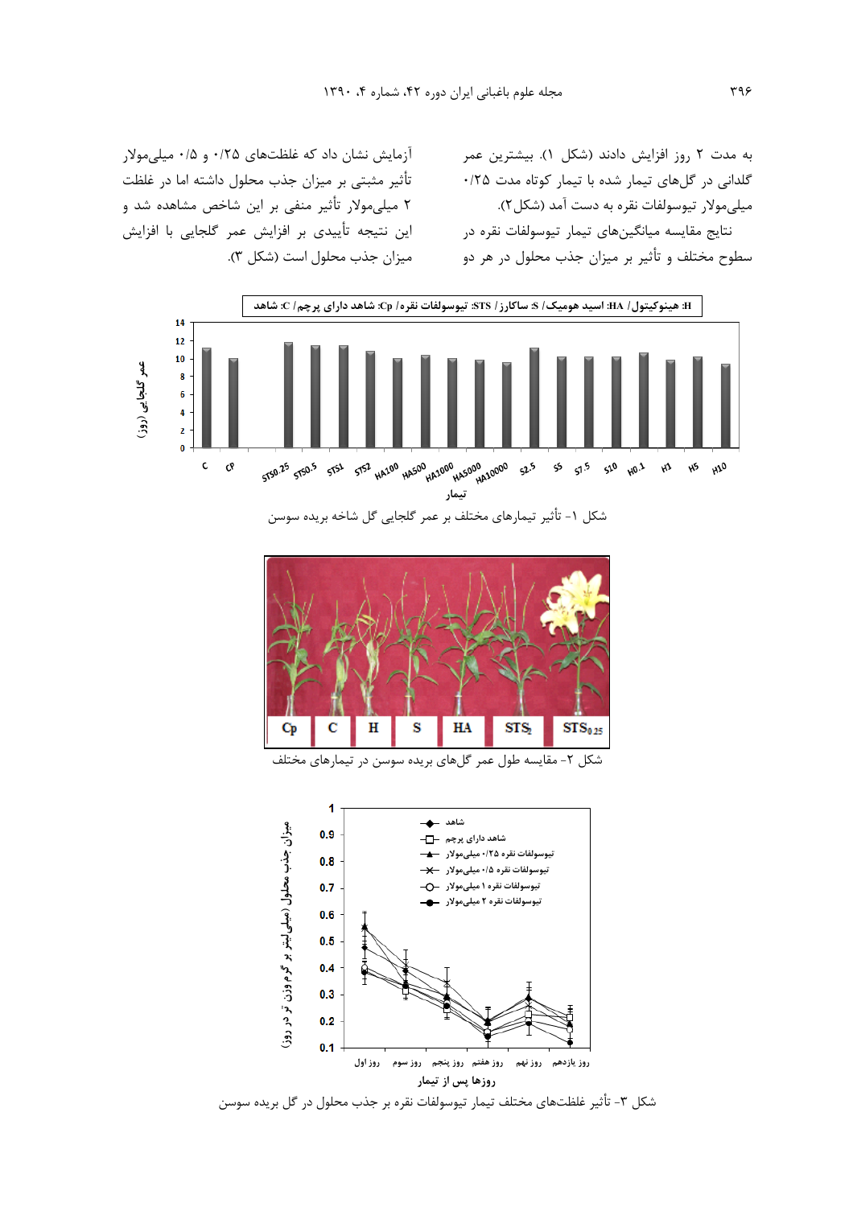به مدت ۲ روز افزایش دادند (شکل ۱). بیشترین عمر گلدانی در گل‌های تیمار شده با تیمار کوتاه مدت ۰/۲۵ میلی‌مولار تیوسولفات نقره به دست آمد (شکل ۲).

نتایج مقایسه میانگین‌های تیمار تیوسولفات نقره در سطوح مختلف و تأثیر بر میزان جذب محلول در هر دو آزمایش نشان داد که غلظت‌های ۰/۲۵ و ۰/۵ میلی‌مولار تأثیر مثبتی بر میزان جذب محلول داشته اما در غلظت ۲ میلی‌مولار تأثیر منفی بر این شاخص مشاهده شد و این نتیجه تأییدی بر افزایش عمر گلجایی با افزایش میزان جذب محلول است (شکل ۳).

شکل ۱- تأثیر تیمارهای مختلف بر عمر گلجایی گل شاخه بریده سوسن

شکل ۲- مقایسه طول عمر گل‌های بریده سوسن در تیمارهای مختلف

شکل ۳- تأثیر غلظت‌های مختلف تیمار تیوسولفات نقره بر جذب محلول در گل بریده سوسن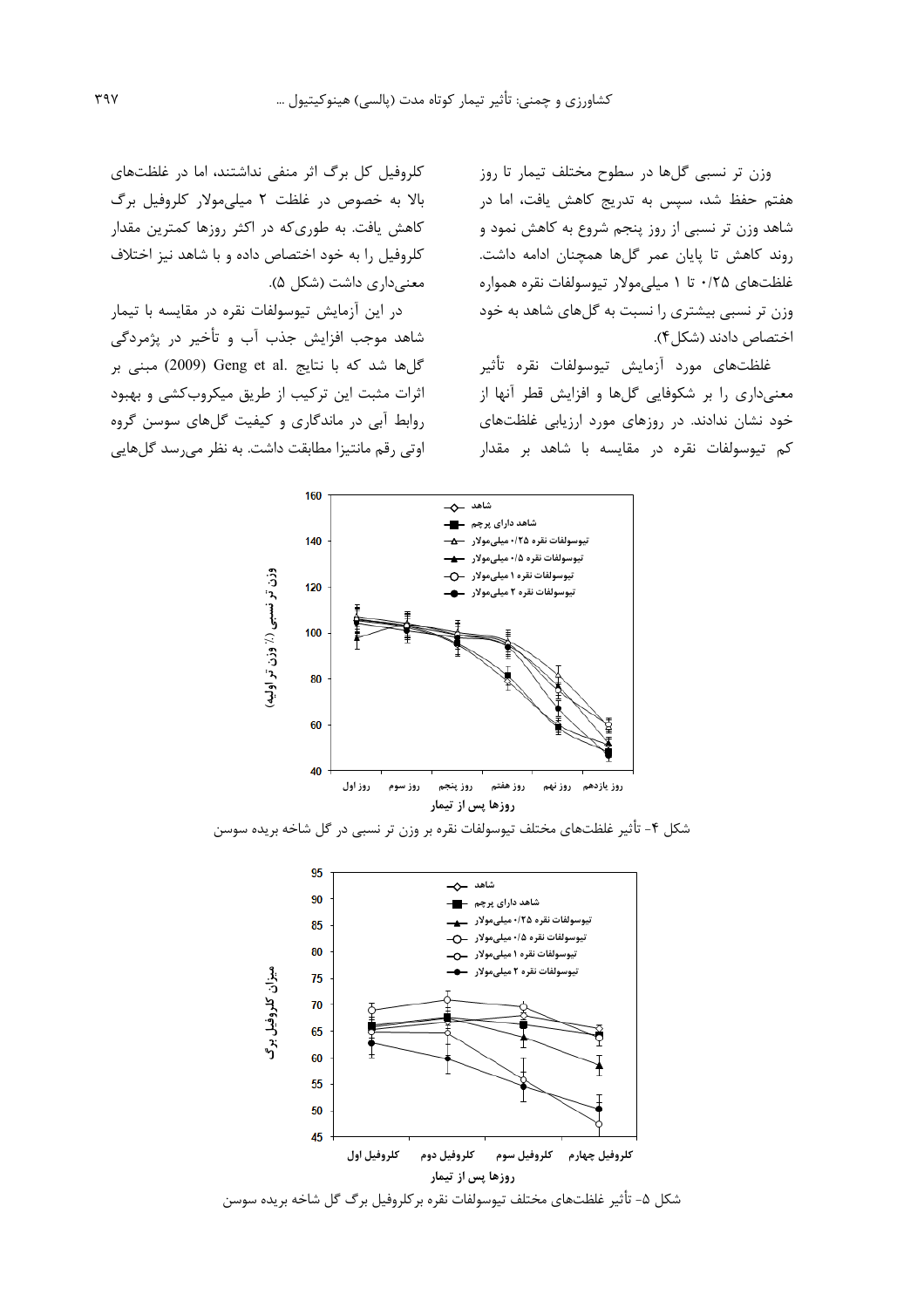وزن تر نسبی گل‌ها در سطوح مختلف تیمار تا روز هفتم حفظ شد، سپس به تدریج کاهش یافت، اما در شاهد وزن تر نسبی از روز پنجم شروع به کاهش نمود و روند کاهش تا پایان عمر گل‌ها همچنان ادامه داشت. غلظت‌های ۰/۲۵ تا ۱ میلی‌مولار تیوسولفات نقره همواره وزن تر نسبی بیشتری را نسبت به گل‌های شاهد به خود اختصاص دادند (شکل ۴).

غلظت‌های مورد آزمایش تیوسولفات نقره تأثیر معنی‌داری را بر شکوفایی گل‌ها و افزایش قطر آنها از خود نشان ندادند. در روزهای مورد ارزیابی غلظت‌های کم تیوسولفات نقره در مقایسه با شاهد بر مقدار کلروفیل کل برگ اثر منفی نداشتند، اما در غلظت‌های بالا به خصوص در غلظت ۲ میلی‌مولار کلروفیل برگ کاهش یافت. به طوری‌که در اکثر روزها کمترین مقدار کلروفیل را به خود اختصاص داده و با شاهد نیز اختلاف معنی‌داری داشت (شکل ۵).

در این آزمایش تیوسولفات نقره در مقایسه با تیمار شاهد موجب افزایش جذب آب و تأخیر در پژمردگی گل‌ها شد که با نتایج Geng et al. (2009) مبنی بر اثرات مثبت این ترکیب از طریق میکروب‌کشی و بهبود روابط آبی در ماندگاری و کیفیت گل‌های سوسن گروه اوتی رقم مانتیزا مطابقت داشت. به نظر می‌رسد گل‌هایی

شکل ۴- تأثیر غلظت‌های مختلف تیوسولفات نقره بر وزن تر نسبی در گل شاخه بریده سوسن

شکل ۵- تأثیر غلظت‌های مختلف تیوسولفات نقره برکلروفیل برگ گل شاخه بریده سوسن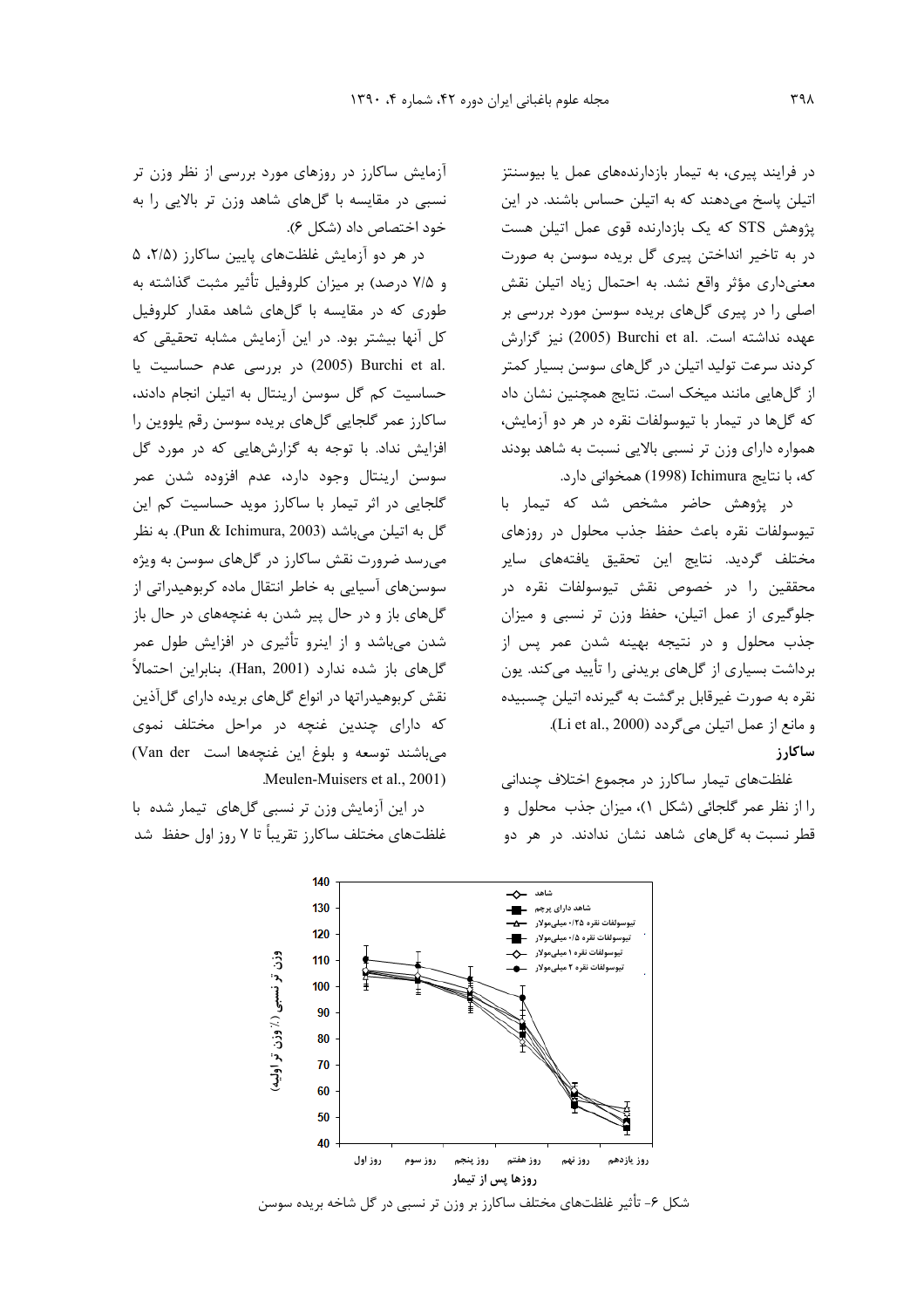در فرایند پیری، به تیمار بازدارنده‌های عمل یا بیوسنتز اتیلن پاسخ می‌دهند که به اتیلن حساس باشند. در این پژوهش STS که یک بازدارنده قوی عمل اتیلن هست در به تاخیر انداختن پیری گل بریده سوسن به صورت معنی‌داری مؤثر واقع نشد. به احتمال زیاد اتیلن نقش اصلی را در پیری گل‌های بریده سوسن مورد بررسی بر عهده نداشته است. Burchi et al. (2005) نیز گزارش کردند سرعت تولید اتیلن در گل‌های سوسن بسیار کمتر از گل‌هایی مانند میخک است. نتایج همچنین نشان داد که گل‌ها در تیمار با تیوسولفات نقره در هر دو آزمایش، همواره دارای وزن تر نسبی بالایی نسبت به شاهد بودند که، با نتایج Ichimura (1998) همخوانی دارد.

در پژوهش حاضر مشخص شد که تیمار با تیوسولفات نقره باعث حفظ جذب محلول در روزهای مختلف گردید. نتایج این تحقیق یافته‌های سایر محققین را در خصوص نقش تیوسولفات نقره در جلوگیری از عمل اتیلن، حفظ وزن تر نسبی و میزان جذب محلول و در نتیجه بهینه شدن عمر پس از برداشت بسیاری از گل‌های بریدنی را تأیید می‌کند. یون نقره به صورت غیرقابل برگشت به گیرنده اتیلن چسبیده و مانع از عمل اتیلن می‌گردد (Li et al., 2000).

**ساکارز**

غلظت‌های تیمار ساکارز در مجموع اختلاف چندانی را از نظر عمر گلجائی (شکل ۱)، میزان جذب محلول و قطر نسبت به گل‌های شاهد نشان ندادند. در هر دو آزمایش ساکارز در روزهای مورد بررسی از نظر وزن تر نسبی در مقایسه با گل‌های شاهد وزن تر بالایی را به خود اختصاص داد (شکل ۶).

در هر دو آزمایش غلظت‌های پایین ساکارز (۲/۵، ۵ و ۷/۵ درصد) بر میزان کلروفیل تأثیر مثبت گذاشته به طوری که در مقایسه با گل‌های شاهد مقدار کلروفیل کل آنها بیشتر بود. در این آزمایش مشابه تحقیقی که Burchi et al. (2005) در بررسی عدم حساسیت یا حساسیت کم گل سوسن اورینتال به اتیلن انجام دادند، ساکارز عمر گلجایی گل‌های بریده سوسن رقم یلووین را افزایش نداد. با توجه به گزارش‌هایی که در مورد گل سوسن اورینتال وجود دارد، عدم افزوده شدن عمر گلجایی در اثر تیمار با ساکارز موید حساسیت کم این گل به اتیلن می‌باشد (Pun & Ichimura, 2003). به نظر می‌رسد ضرورت نقش ساکارز در گل‌های سوسن به ویژه سوسن‌های آسیایی به خاطر انتقال ماده کربوهیدراتی از گل‌های باز و در حال پیر شدن به غنچه‌های در حال باز شدن می‌باشد و از اینرو تأثیری در افزایش طول عمر گل‌های باز شده ندارد (Han, 2001). بنابراین احتمالاً نقش کربوهیدراتها در انواع گل‌های بریده دارای گل‌آذین که دارای چندین غنچه در مراحل مختلف نموی می‌باشند توسعه و بلوغ این غنچه‌ها است (Van der Meulen-Muisers et al., 2001).

در این آزمایش وزن تر نسبی گل‌های تیمار شده با غلظت‌های مختلف ساکارز تقریباً تا ۷ روز اول حفظ شد

شکل ۶- تأثیر غلظت‌های مختلف ساکارز بر وزن تر نسبی در گل شاخه بریده سوسن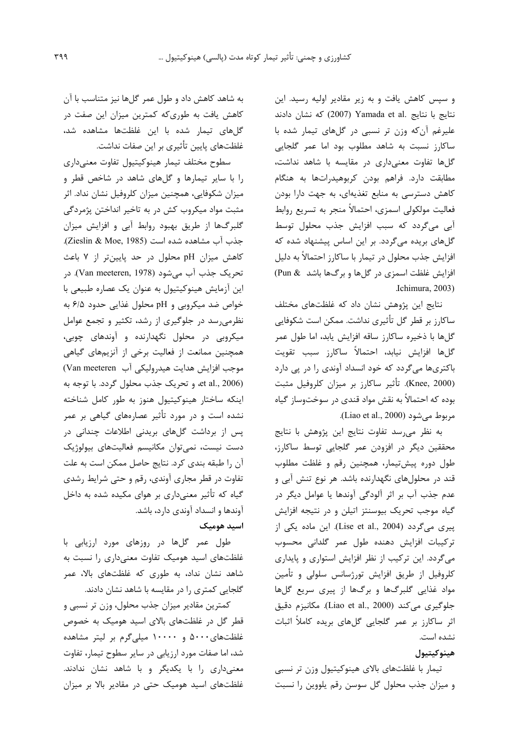و سپس کاهش یافت و به زیر مقادیر اولیه رسید. این نتایج با نتایج .Yamada et al (2007) که نشان دادند علیرغم آن‌که وزن تر نسبی در گل‌های تیمار شده با ساکارز نسبت به شاهد مطلوب بود اما عمر گلجایی گل‌ها تفاوت معنی‌داری در مقایسه با شاهد نداشت، مطابقت دارد. فراهم بودن کربوهیدرات‌ها به هنگام کاهش دسترسی به منابع تغذیه‌ای، به جهت دارا بودن فعالیت مولکولی اسمزی، احتمالاً منجر به تسریع روابط آبی می‌گردد که سبب افزایش جذب محلول توسط گل‌های بریده می‌گردد. بر این اساس پیشنهاد شده که افزایش جذب محلول در تیمار با ساکارز احتمالاً به دلیل افزایش غلظت اسمزی در گل‌ها و برگ‌ها باشد (Pun & Ichimura, 2003).

نتایج این پژوهش نشان داد که غلظت‌های مختلف ساکارز بر قطر گل تأثیری نداشت. ممکن است شکوفایی گل‌ها با ذخیره ساکارز ساقه افزایش یابد، اما طول عمر گل‌ها افزایش نیابد، احتمالاً ساکارز سبب تقویت باکتری‌ها می‌گردد که خود انسداد آوندی را در پی دارد (Knee, 2000). تأثیر ساکارز بر میزان کلروفیل مثبت بوده که احتمالاً به نقش مواد قندی در سوخت‌وساز گیاه مربوط می‌شود (Liao et al., 2000).

به نظر می‌رسد تفاوت نتایج این پژوهش با نتایج محققین دیگر در افزودن عمر گلجایی توسط ساکارز، طول دوره پیش‌تیمار، همچنین رقم و غلظت مطلوب قند در محلول‌های نگهدارنده باشد. هر نوع تنش آبی و عدم جذب آب بر اثر آلودگی آوندها یا عوامل دیگر در گیاه موجب تحریک بیوسنتز اتیلن و در نتیجه افزایش پیری می‌گردد (Lise et al., 2004). این ماده یکی از ترکیبات افزایش دهنده طول عمر گلدانی محسوب می‌گردد. این ترکیب از نظر افزایش استواری و پایداری کلروفیل از طریق افزایش تورژسانس سلولی و تأمین مواد غذایی گلبرگ‌ها و برگ‌ها از پیری سریع گل‌ها جلوگیری می‌کند (Liao et al., 2000). مکانیزم دقیق اثر ساکارز بر عمر گلجایی گل‌های بریده کاملاً اثبات نشده است.

### هینوکیتیول

تیمار با غلظت‌های بالای هینوکیتیول وزن تر نسبی و میزان جذب محلول گل سوسن رقم یلووین را نسبت به شاهد کاهش داد و طول عمر گل‌ها نیز متناسب با آن کاهش یافت به طوری‌که کمترین میزان این صفت در گل‌های تیمار شده با این غلظت‌ها مشاهده شد، غلظت‌های پایین تأثیری بر این صفات نداشت.

سطوح مختلف تیمار هینوکیتیول تفاوت معنی‌داری را با سایر تیمارها و گل‌های شاهد در شاخص قطر و میزان شکوفایی، همچنین میزان کلروفیل نشان نداد. اثر مثبت مواد میکروب کش در به تاخیر انداختن پژمردگی گلبرگ‌ها از طریق بهبود روابط آبی و افزایش میزان جذب آب مشاهده شده است (Zieslin & Moe, 1985). کاهش میزان pH محلول در حد پایین‌تر از ۷ باعث تحریک جذب آب می‌شود (Van meeteren, 1978). در این آزمایش هینوکیتیول به عنوان یک عصاره طبیعی با خواص ضد میکروبی و pH محلول غذایی حدود ۶/۵ به نظر می‌رسد در جلوگیری از رشد، تکثیر و تجمع عوامل میکروبی در محلول نگهدارنده و آوندهای چوبی، همچنین ممانعت از فعالیت برخی از آنزیم‌های گیاهی موجب افزایش هدایت هیدرولیکی آب (Van meeteren et al., 2006)، و تحریک جذب محلول گردد. با توجه به اینکه ساختار هینوکیتیول هنوز به طور کامل شناخته نشده است و در مورد تأثیر عصاره‌های گیاهی بر عمر پس از برداشت گل‌های بریدنی اطلاعات چندانی در دست نیست، نمی‌توان مکانیسم فعالیت‌های بیولوژیک آن را طبقه بندی کرد. نتایج حاصل ممکن است به علت تفاوت در قطر مجاری آوندی، رقم و حتی شرایط رشدی گیاه که تأثیر معنی‌داری بر هوای مکیده شده به داخل آوندها و انسداد آوندی دارد، باشد.

### اسید هومیک

طول عمر گل‌ها در روزهای مورد ارزیابی با غلظت‌های اسید هومیک تفاوت معنی‌داری را نسبت به شاهد نشان نداد، به طوری که غلظت‌های بالا، عمر گلجایی کمتری را در مقایسه با شاهد نشان دادند.

کمترین مقادیر میزان جذب محلول، وزن تر نسبی و قطر گل در غلظت‌های بالای اسید هومیک به خصوص غلظت‌های ۵۰۰۰ و ۱۰۰۰۰ میلی‌گرم بر لیتر مشاهده شد، اما صفات مورد ارزیابی در سایر سطوح تیمار، تفاوت معنی‌داری را با یکدیگر و با شاهد نشان ندادند. غلظت‌های اسید هومیک حتی در مقادیر بالا بر میزان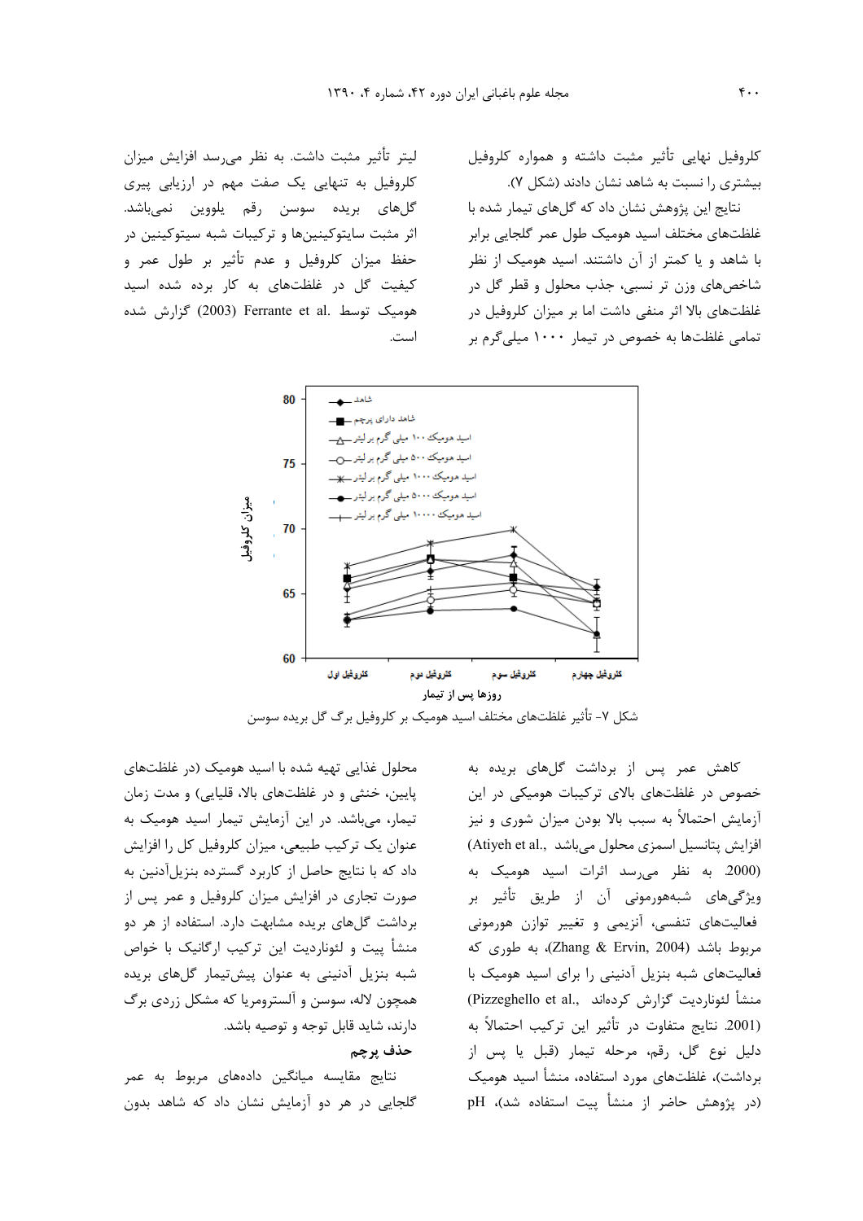کلروفیل نهایی تأثیر مثبت داشته و همواره کلروفیل بیشتری را نسبت به شاهد نشان دادند (شکل ۷).

نتایج این پژوهش نشان داد که گل‌های تیمار شده با غلظت‌های مختلف اسید هومیک طول عمر گلجایی برابر با شاهد و یا کمتر از آن داشتند. اسید هومیک از نظر شاخص‌های وزن تر نسبی، جذب محلول و قطر گل در غلظت‌های بالا اثر منفی داشت اما بر میزان کلروفیل در تمامی غلظت‌ها به خصوص در تیمار ۱۰۰۰ میلی‌گرم بر لیتر تأثیر مثبت داشت. به نظر می‌رسد افزایش میزان کلروفیل به تنهایی یک صفت مهم در ارزیابی پیری گل‌های بریده سوسن رقم یلووین نمی‌باشد. اثر مثبت سایتوکینین‌ها و ترکیبات شبه سیتوکینین در حفظ میزان کلروفیل و عدم تأثیر بر طول عمر و کیفیت گل در غلظت‌های به کار برده شده اسید هومیک توسط Ferrante et al. (2003) گزارش شده است.

شکل ۷- تأثیر غلظت‌های مختلف اسید هومیک بر کلروفیل برگ گل بریده سوسن

کاهش عمر پس از برداشت گل‌های بریده به خصوص در غلظت‌های بالای ترکیبات هومیکی در این آزمایش احتمالاً به سبب بالا بودن میزان شوری و نیز افزایش پتانسیل اسمزی محلول می‌باشد (Atiyeh et al., 2000). به نظر می‌رسد اثرات اسید هومیک به ویژگی‌های شبه‌هورمونی آن از طریق تأثیر بر فعالیت‌های تنفسی، آنزیمی و تغییر توازن هورمونی مربوط باشد (Zhang & Ervin, 2004)، به طوری که فعالیت‌های شبه بنزیل آدنینی را برای اسید هومیک با منشأ لئوناردیت گزارش کرده‌اند (Pizzeghello et al., 2001). نتایج متفاوت در تأثیر این ترکیب احتمالاً به دلیل نوع گل، رقم، مرحله تیمار (قبل یا پس از برداشت)، غلظت‌های مورد استفاده، منشأ اسید هومیک (در پژوهش حاضر از منشأ پیت استفاده شد)، pH محلول غذایی تهیه شده با اسید هومیک (در غلظت‌های پایین، خنثی و در غلظت‌های بالا، قلیایی) و مدت زمان تیمار، می‌باشد. در این آزمایش تیمار اسید هومیک به عنوان یک ترکیب طبیعی، میزان کلروفیل کل را افزایش داد که با نتایج حاصل از کاربرد گسترده بنزیل‌آدنین به صورت تجاری در افزایش میزان کلروفیل و عمر پس از برداشت گل‌های بریده مشابهت دارد. استفاده از هر دو منشأ پیت و لئوناردیت این ترکیب ارگانیک با خواص شبه بنزیل آدنینی به عنوان پیش‌تیمار گل‌های بریده همچون لاله، سوسن و آلسترومریا که مشکل زردی برگ دارند، شاید قابل توجه و توصیه باشد.

### حذف پرچم

نتایج مقایسه میانگین داده‌های مربوط به عمر گلجایی در هر دو آزمایش نشان داد که شاهد بدون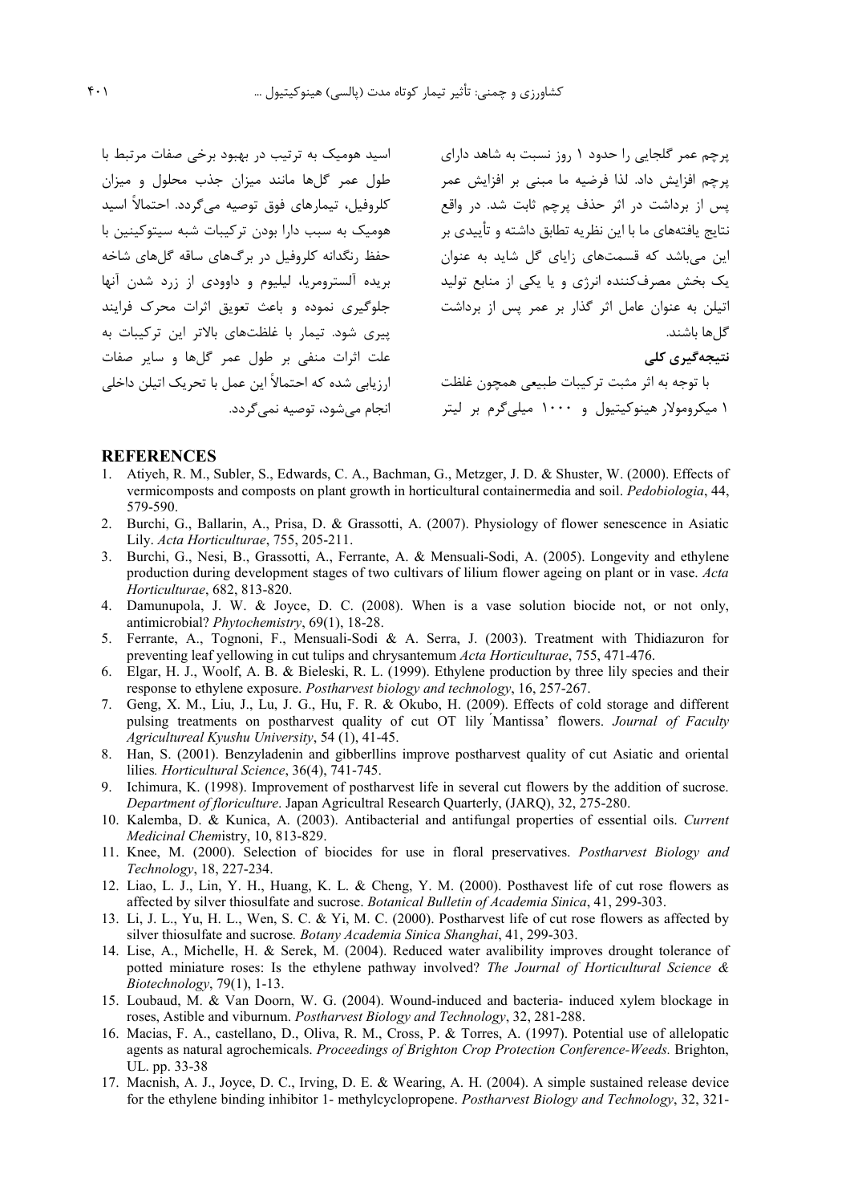پرچم عمر گلجایی را حدود ۱ روز نسبت به شاهد دارای پرچم افزایش داد. لذا فرضیه ما مبنی بر افزایش عمر پس از برداشت در اثر حذف پرچم ثابت شد. در واقع نتایج یافته‌های ما با این نظریه تطابق داشته و تأییدی بر این می‌باشد که قسمت‌های زایای گل شاید به عنوان یک بخش مصرف‌کننده انرژی و یا یکی از منابع تولید اتیلن به عنوان عامل اثر گذار بر عمر پس از برداشت گل‌ها باشند.

**نتیجه‌گیری کلی**

با توجه به اثر مثبت ترکیبات طبیعی همچون غلظت ۱ میکرومولار هینوکیتیول و ۱۰۰۰ میلی‌گرم بر لیتر اسید هومیک به ترتیب در بهبود برخی صفات مرتبط با طول عمر گل‌ها مانند میزان جذب محلول و میزان کلروفیل، تیمارهای فوق توصیه می‌گردد. احتمالاً اسید هومیک به سبب دارا بودن ترکیبات شبه سیتوکینین با حفظ رنگدانه کلروفیل در برگ‌های ساقه گل‌های شاخه بریده آلسترومریا، لیلیوم و داوودی از زرد شدن آنها جلوگیری نموده و باعث تعویق اثرات محرک فرایند پیری شود. تیمار با غلظت‌های بالاتر این ترکیبات به علت اثرات منفی بر طول عمر گل‌ها و سایر صفات ارزیابی شده که احتمالاً این عمل با تحریک اتیلن داخلی انجام می‌شود، توصیه نمی‌گردد.

## REFERENCES

1. Atiyeh, R. M., Subler, S., Edwards, C. A., Bachman, G., Metzger, J. D. & Shuster, W. (2000). Effects of vermicomposts and composts on plant growth in horticultural containermedia and soil. *Pedobiologia*, 44, 579-590.
2. Burchi, G., Ballarin, A., Prisa, D. & Grassotti, A. (2007). Physiology of flower senescence in Asiatic Lily. *Acta Horticulturae*, 755, 205-211.
3. Burchi, G., Nesi, B., Grassotti, A., Ferrante, A. & Mensuali-Sodi, A. (2005). Longevity and ethylene production during development stages of two cultivars of lilium flower ageing on plant or in vase. *Acta Horticulturae*, 682, 813-820.
4. Damunupola, J. W. & Joyce, D. C. (2008). When is a vase solution biocide not, or not only, antimicrobial? *Phytochemistry*, 69(1), 18-28.
5. Ferrante, A., Tognoni, F., Mensuali-Sodi & A. Serra, J. (2003). Treatment with Thidiazuron for preventing leaf yellowing in cut tulips and chrysantemum *Acta Horticulturae*, 755, 471-476.
6. Elgar, H. J., Woolf, A. B. & Bieleski, R. L. (1999). Ethylene production by three lily species and their response to ethylene exposure. *Postharvest biology and technology*, 16, 257-267.
7. Geng, X. M., Liu, J., Lu, J. G., Hu, F. R. & Okubo, H. (2009). Effects of cold storage and different pulsing treatments on postharvest quality of cut OT lily 'Mantissa' flowers. *Journal of Faculty Agricultureal Kyushu University*, 54 (1), 41-45.
8. Han, S. (2001). Benzyladenin and gibberllins improve postharvest quality of cut Asiatic and oriental lilies*. Horticultural Science*, 36(4), 741-745.
9. Ichimura, K. (1998). Improvement of postharvest life in several cut flowers by the addition of sucrose. *Department of floriculture*. Japan Agricultral Research Quarterly, (JARQ), 32, 275-280.
10. Kalemba, D. & Kunica, A. (2003). Antibacterial and antifungal properties of essential oils. *Current Medicinal Chem*istry, 10, 813-829.
11. Knee, M. (2000). Selection of biocides for use in floral preservatives. *Postharvest Biology and Technology*, 18, 227-234.
12. Liao, L. J., Lin, Y. H., Huang, K. L. & Cheng, Y. M. (2000). Posthavest life of cut rose flowers as affected by silver thiosulfate and sucrose. *Botanical Bulletin of Academia Sinica*, 41, 299-303.
13. Li, J. L., Yu, H. L., Wen, S. C. & Yi, M. C. (2000). Postharvest life of cut rose flowers as affected by silver thiosulfate and sucrose*. Botany Academia Sinica Shanghai*, 41, 299-303.
14. Lise, A., Michelle, H. & Serek, M. (2004). Reduced water avalibility improves drought tolerance of potted miniature roses: Is the ethylene pathway involved? *The Journal of Horticultural Science & Biotechnology*, 79(1), 1-13.
15. Loubaud, M. & Van Doorn, W. G. (2004). Wound-induced and bacteria- induced xylem blockage in roses, Astible and viburnum. *Postharvest Biology and Technology*, 32, 281-288.
16. Macias, F. A., castellano, D., Oliva, R. M., Cross, P. & Torres, A. (1997). Potential use of allelopatic agents as natural agrochemicals. *Proceedings of Brighton Crop Protection Conference-Weeds.* Brighton, UL. pp. 33-38
17. Macnish, A. J., Joyce, D. C., Irving, D. E. & Wearing, A. H. (2004). A simple sustained release device for the ethylene binding inhibitor 1- methylcyclopropene. *Postharvest Biology and Technology*, 32, 321-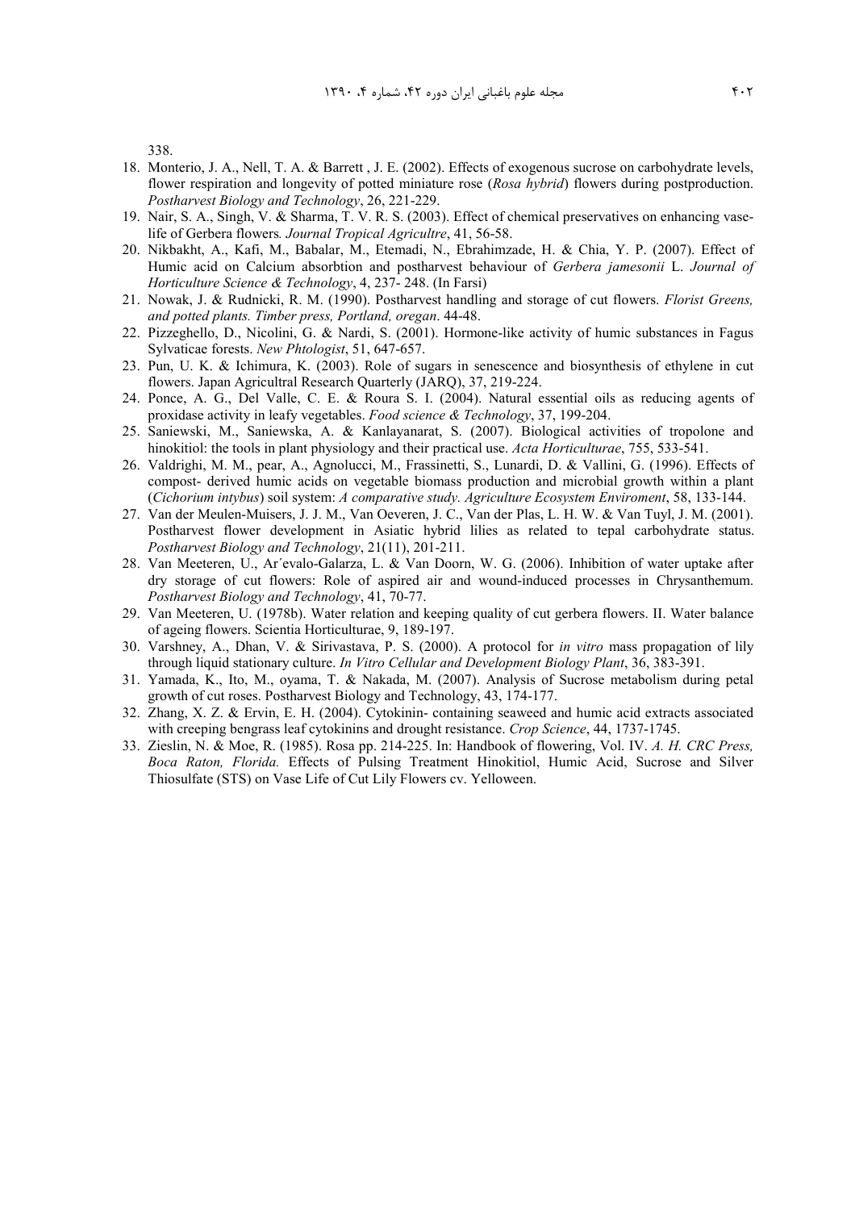338.

18. Monterio, J. A., Nell, T. A. & Barrett , J. E. (2002). Effects of exogenous sucrose on carbohydrate levels, flower respiration and longevity of potted miniature rose (*Rosa hybrid*) flowers during postproduction. *Postharvest Biology and Technology*, 26, 221-229.
19. Nair, S. A., Singh, V. & Sharma, T. V. R. S. (2003). Effect of chemical preservatives on enhancing vase-life of Gerbera flowers*. Journal Tropical Agricultre*, 41, 56-58.
20. Nikbakht, A., Kafi, M., Babalar, M., Etemadi, N., Ebrahimzade, H. & Chia, Y. P. (2007). Effect of Humic acid on Calcium absorbtion and postharvest behaviour of *Gerbera jamesonii* L. *Journal of Horticulture Science & Technology*, 4, 237- 248. (In Farsi)
21. Nowak, J. & Rudnicki, R. M. (1990). Postharvest handling and storage of cut flowers. *Florist Greens, and potted plants. Timber press, Portland, oregan*. 44-48.
22. Pizzeghello, D., Nicolini, G. & Nardi, S. (2001). Hormone-like activity of humic substances in Fagus Sylvaticae forests. *New Phtologist*, 51, 647-657.
23. Pun, U. K. & Ichimura, K. (2003). Role of sugars in senescence and biosynthesis of ethylene in cut flowers. Japan Agricultral Research Quarterly (JARQ), 37, 219-224.
24. Ponce, A. G., Del Valle, C. E. & Roura S. I. (2004). Natural essential oils as reducing agents of proxidase activity in leafy vegetables. *Food science & Technology*, 37, 199-204.
25. Saniewski, M., Saniewska, A. & Kanlayanarat, S. (2007). Biological activities of tropolone and hinokitiol: the tools in plant physiology and their practical use. *Acta Horticulturae*, 755, 533-541.
26. Valdrighi, M. M., pear, A., Agnolucci, M., Frassinetti, S., Lunardi, D. & Vallini, G. (1996). Effects of compost- derived humic acids on vegetable biomass production and microbial growth within a plant (*Cichorium intybus*) soil system: *A comparative study. Agriculture Ecosystem Enviroment*, 58, 133-144.
27. Van der Meulen-Muisers, J. J. M., Van Oeveren, J. C., Van der Plas, L. H. W. & Van Tuyl, J. M. (2001). Postharvest flower development in Asiatic hybrid lilies as related to tepal carbohydrate status. *Postharvest Biology and Technology*, 21(11), 201-211.
28. Van Meeteren, U., Ar´evalo-Galarza, L. & Van Doorn, W. G. (2006). Inhibition of water uptake after dry storage of cut flowers: Role of aspired air and wound-induced processes in Chrysanthemum. *Postharvest Biology and Technology*, 41, 70-77.
29. Van Meeteren, U. (1978b). Water relation and keeping quality of cut gerbera flowers. II. Water balance of ageing flowers. Scientia Horticulturae, 9, 189-197.
30. Varshney, A., Dhan, V. & Sirivastava, P. S. (2000). A protocol for *in vitro* mass propagation of lily through liquid stationary culture. *In Vitro Cellular and Development Biology Plant*, 36, 383-391.
31. Yamada, K., Ito, M., oyama, T. & Nakada, M. (2007). Analysis of Sucrose metabolism during petal growth of cut roses. Postharvest Biology and Technology, 43, 174-177.
32. Zhang, X. Z. & Ervin, E. H. (2004). Cytokinin- containing seaweed and humic acid extracts associated with creeping bengrass leaf cytokinins and drought resistance. *Crop Science*, 44, 1737-1745.
33. Zieslin, N. & Moe, R. (1985). Rosa pp. 214-225. In: Handbook of flowering, Vol. IV. *A. H. CRC Press, Boca Raton, Florida.* Effects of Pulsing Treatment Hinokitiol, Humic Acid, Sucrose and Silver Thiosulfate (STS) on Vase Life of Cut Lily Flowers cv. Yelloween.